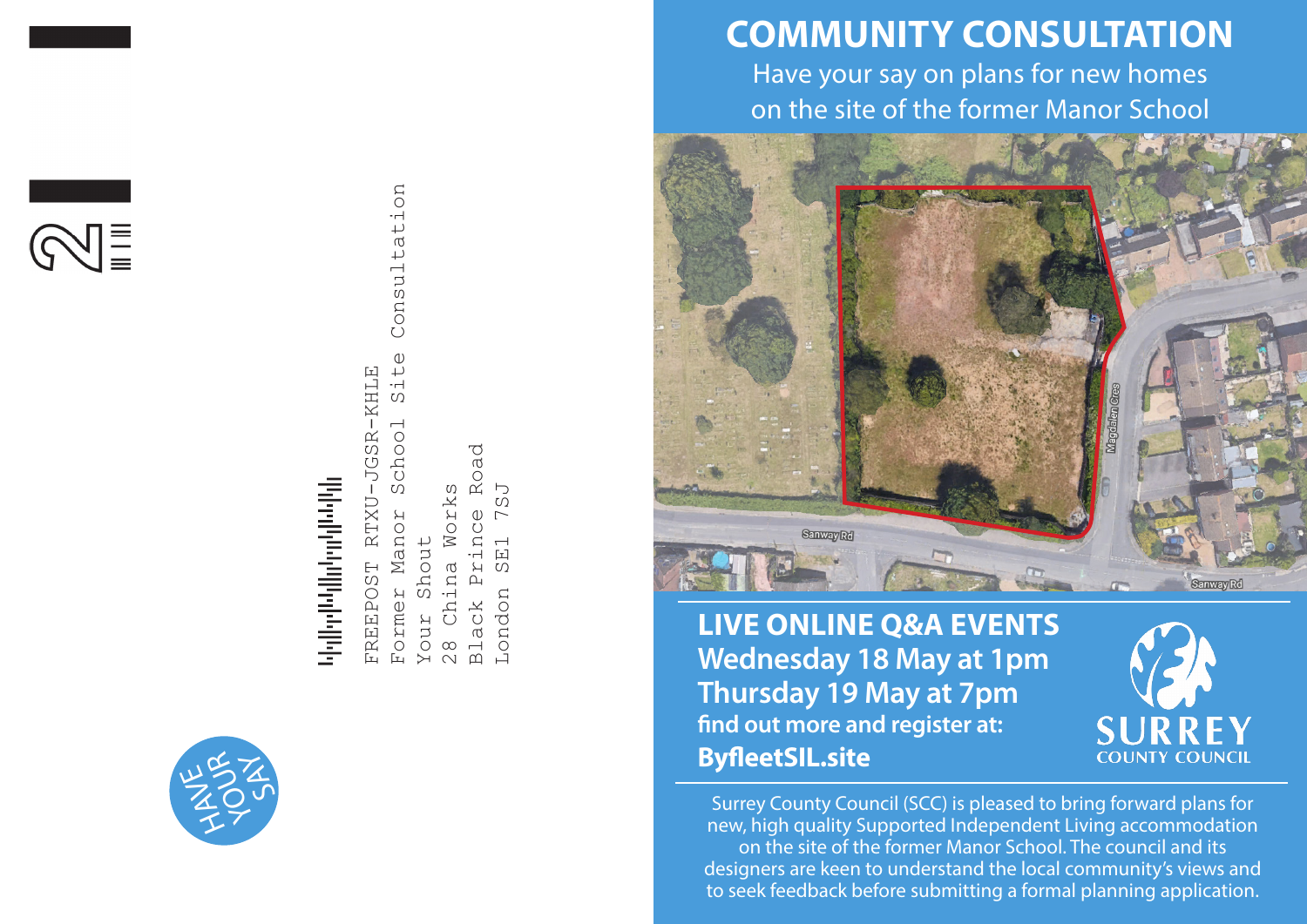FREEPOST RTXU-JGSR-KHLE
Former Manor School Site Consultation
Your Shout
28 China Works
Black Prince Road
London SE1 7SJ

HAVE YOUR SAY

# COMMUNITY CONSULTATION

Have your say on plans for new homes on the site of the former Manor School

## LIVE ONLINE Q&A EVENTS

**Wednesday 18 May at 1pm**
**Thursday 19 May at 7pm**
**find out more and register at:**
**ByfleetSIL.site**

SURREY COUNTY COUNCIL

Surrey County Council (SCC) is pleased to bring forward plans for new, high quality Supported Independent Living accommodation on the site of the former Manor School. The council and its designers are keen to understand the local community's views and to seek feedback before submitting a formal planning application.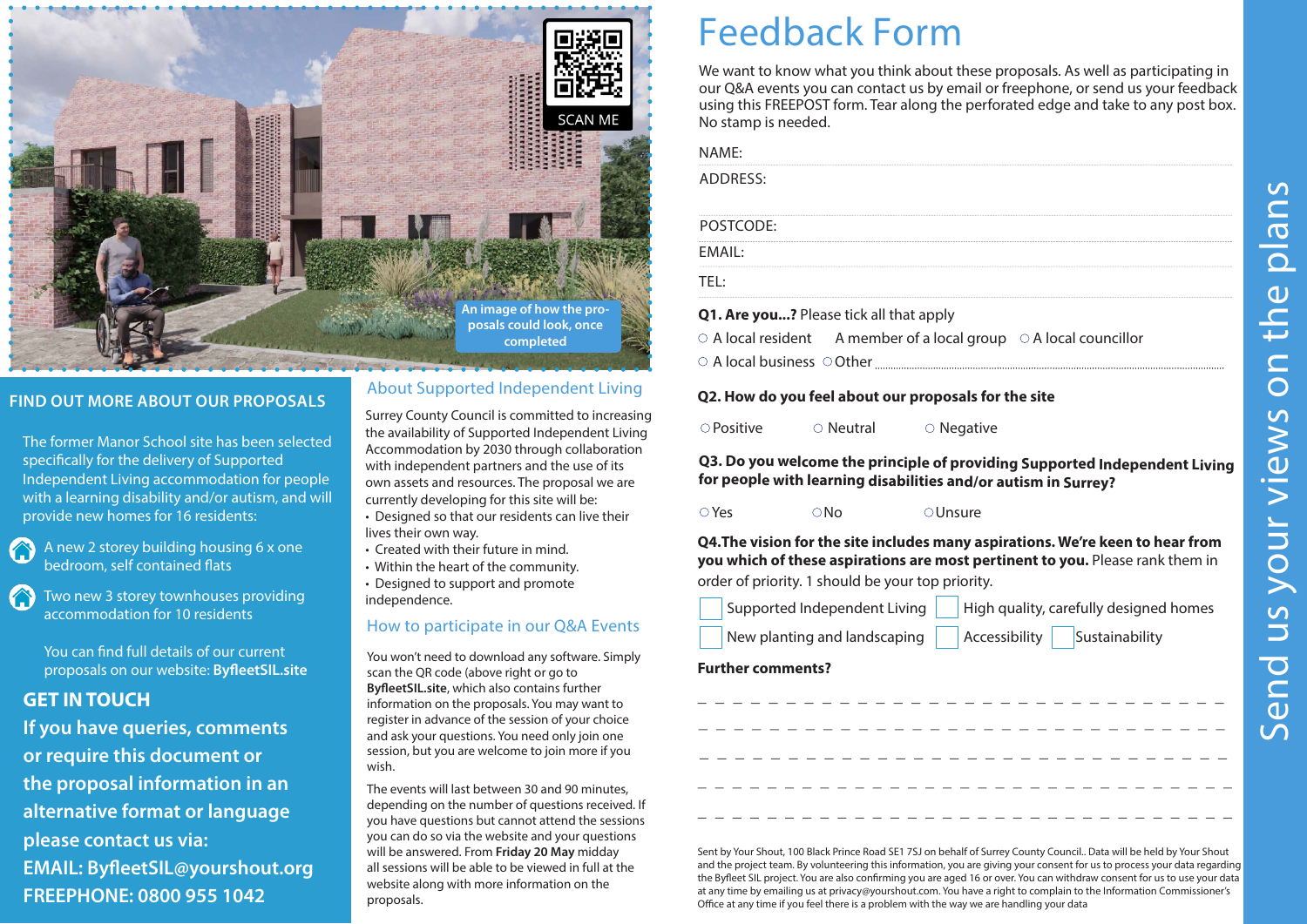SCAN ME

An image of how the proposals could look, once completed

## FIND OUT MORE ABOUT OUR PROPOSALS

The former Manor School site has been selected specifically for the delivery of Supported Independent Living accommodation for people with a learning disability and/or autism, and will provide new homes for 16 residents:

- A new 2 storey building housing 6 x one bedroom, self contained flats
- Two new 3 storey townhouses providing accommodation for 10 residents

You can find full details of our current proposals on our website: **ByfleetSIL.site**

## GET IN TOUCH

**If you have queries, comments or require this document or the proposal information in an alternative format or language please contact us via:**

**EMAIL: ByfleetSIL@yourshout.org**

**FREEPHONE: 0800 955 1042**

## About Supported Independent Living

Surrey County Council is committed to increasing the availability of Supported Independent Living Accommodation by 2030 through collaboration with independent partners and the use of its own assets and resources. The proposal we are currently developing for this site will be:

- Designed so that our residents can live their lives their own way.
- Created with their future in mind.
- Within the heart of the community.
- Designed to support and promote independence.

## How to participate in our Q&A Events

You won't need to download any software. Simply scan the QR code (above right or go to **ByfleetSIL.site**, which also contains further information on the proposals. You may want to register in advance of the session of your choice and ask your questions. You need only join one session, but you are welcome to join more if you wish.

The events will last between 30 and 90 minutes, depending on the number of questions received. If you have questions but cannot attend the sessions you can do so via the website and your questions will be answered. From **Friday 20 May** midday all sessions will be able to be viewed in full at the website along with more information on the proposals.

# Feedback Form

We want to know what you think about these proposals. As well as participating in our Q&A events you can contact us by email or freephone, or send us your feedback using this FREEPOST form. Tear along the perforated edge and take to any post box. No stamp is needed.

NAME:

ADDRESS:

POSTCODE:

EMAIL:

TEL:

**Q1. Are you...?** Please tick all that apply

○ A local resident  A member of a local group  ○ A local councillor

○ A local business  ○ Other ..............................

**Q2. How do you feel about our proposals for the site**

○ Positive  ○ Neutral  ○ Negative

**Q3. Do you welcome the principle of providing Supported Independent Living for people with learning disabilities and/or autism in Surrey?**

○ Yes  ○ No  ○ Unsure

**Q4. The vision for the site includes many aspirations. We're keen to hear from you which of these aspirations are most pertinent to you.** Please rank them in order of priority. 1 should be your top priority.

☐ Supported Independent Living  ☐ High quality, carefully designed homes

☐ New planting and landscaping  ☐ Accessibility  ☐ Sustainability

**Further comments?**

_ _ _ _ _ _ _ _ _ _ _ _ _ _ _ _ _ _ _ _ _ _ _ _ _ _ _ _ _ _

_ _ _ _ _ _ _ _ _ _ _ _ _ _ _ _ _ _ _ _ _ _ _ _ _ _ _ _ _ _

_ _ _ _ _ _ _ _ _ _ _ _ _ _ _ _ _ _ _ _ _ _ _ _ _ _ _ _ _ _

_ _ _ _ _ _ _ _ _ _ _ _ _ _ _ _ _ _ _ _ _ _ _ _ _ _ _ _ _ _

_ _ _ _ _ _ _ _ _ _ _ _ _ _ _ _ _ _ _ _ _ _ _ _ _ _ _ _ _ _

Sent by Your Shout, 100 Black Prince Road SE1 7SJ on behalf of Surrey County Council.. Data will be held by Your Shout and the project team. By volunteering this information, you are giving your consent for us to process your data regarding the Byfleet SIL project. You are also confirming you are aged 16 or over. You can withdraw consent for us to use your data at any time by emailing us at privacy@yourshout.com. You have a right to complain to the Information Commissioner's Office at any time if you feel there is a problem with the way we are handling your data

Send us your views on the plans